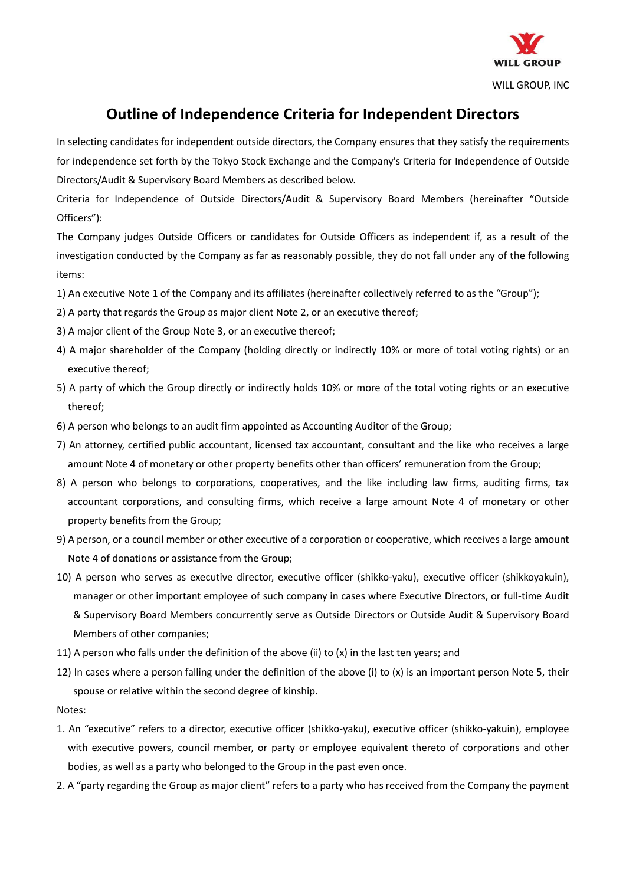WILL GROUP

WILL GROUP, INC

# Outline of Independence Criteria for Independent Directors

In selecting candidates for independent outside directors, the Company ensures that they satisfy the requirements for independence set forth by the Tokyo Stock Exchange and the Company's Criteria for Independence of Outside Directors/Audit & Supervisory Board Members as described below.

Criteria for Independence of Outside Directors/Audit & Supervisory Board Members (hereinafter “Outside Officers”):

The Company judges Outside Officers or candidates for Outside Officers as independent if, as a result of the investigation conducted by the Company as far as reasonably possible, they do not fall under any of the following items:

1) An executive Note 1 of the Company and its affiliates (hereinafter collectively referred to as the “Group”);
2) A party that regards the Group as major client Note 2, or an executive thereof;
3) A major client of the Group Note 3, or an executive thereof;
4) A major shareholder of the Company (holding directly or indirectly 10% or more of total voting rights) or an executive thereof;
5) A party of which the Group directly or indirectly holds 10% or more of the total voting rights or an executive thereof;
6) A person who belongs to an audit firm appointed as Accounting Auditor of the Group;
7) An attorney, certified public accountant, licensed tax accountant, consultant and the like who receives a large amount Note 4 of monetary or other property benefits other than officers’ remuneration from the Group;
8) A person who belongs to corporations, cooperatives, and the like including law firms, auditing firms, tax accountant corporations, and consulting firms, which receive a large amount Note 4 of monetary or other property benefits from the Group;
9) A person, or a council member or other executive of a corporation or cooperative, which receives a large amount Note 4 of donations or assistance from the Group;
10) A person who serves as executive director, executive officer (shikko-yaku), executive officer (shikkoyakuin), manager or other important employee of such company in cases where Executive Directors, or full-time Audit & Supervisory Board Members concurrently serve as Outside Directors or Outside Audit & Supervisory Board Members of other companies;
11) A person who falls under the definition of the above (ii) to (x) in the last ten years; and
12) In cases where a person falling under the definition of the above (i) to (x) is an important person Note 5, their spouse or relative within the second degree of kinship.

Notes:

1. An “executive” refers to a director, executive officer (shikko-yaku), executive officer (shikko-yakuin), employee with executive powers, council member, or party or employee equivalent thereto of corporations and other bodies, as well as a party who belonged to the Group in the past even once.
2. A “party regarding the Group as major client” refers to a party who has received from the Company the payment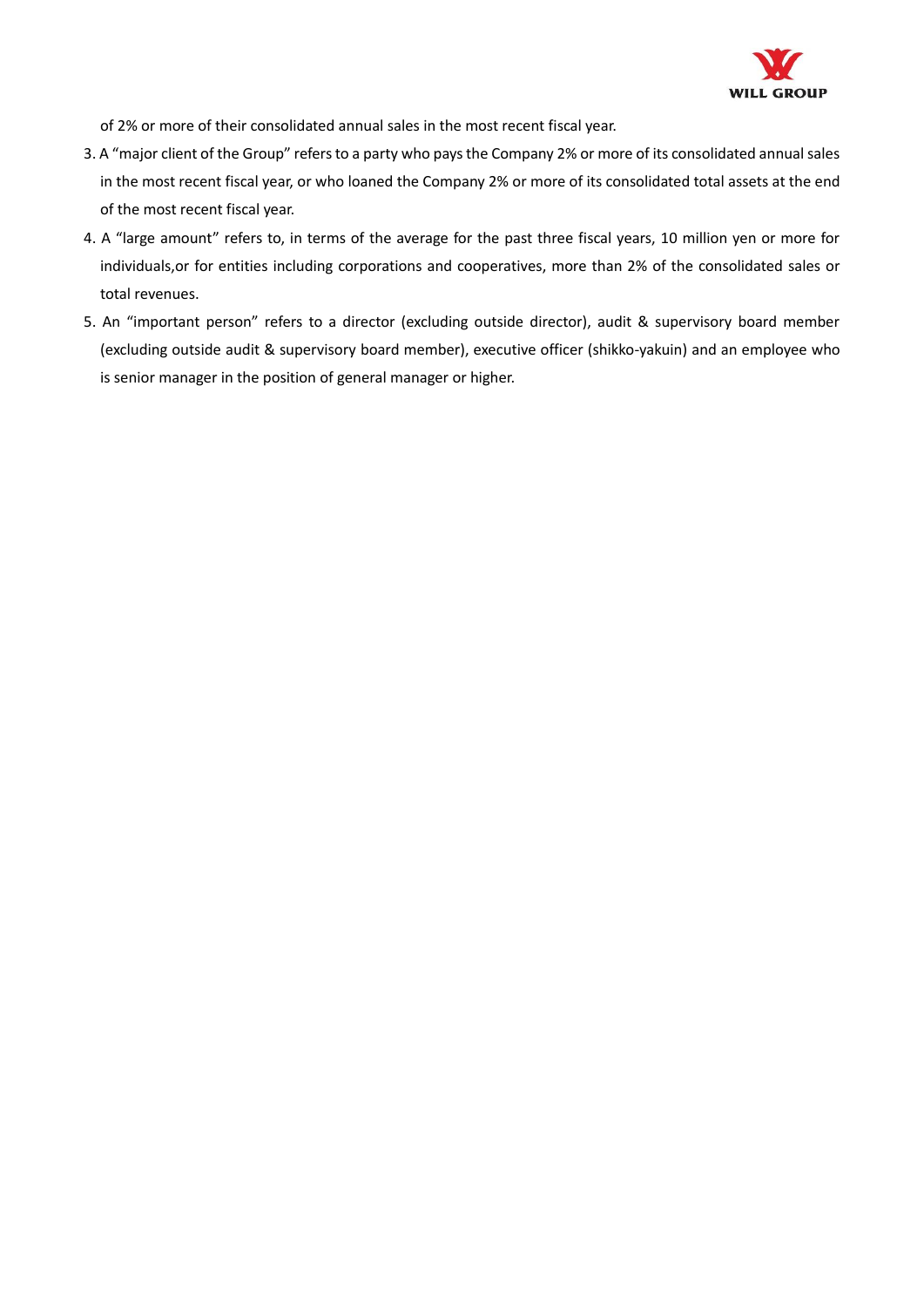of 2% or more of their consolidated annual sales in the most recent fiscal year.

3. A "major client of the Group" refers to a party who pays the Company 2% or more of its consolidated annual sales in the most recent fiscal year, or who loaned the Company 2% or more of its consolidated total assets at the end of the most recent fiscal year.
4. A "large amount" refers to, in terms of the average for the past three fiscal years, 10 million yen or more for individuals,or for entities including corporations and cooperatives, more than 2% of the consolidated sales or total revenues.
5. An "important person" refers to a director (excluding outside director), audit & supervisory board member (excluding outside audit & supervisory board member), executive officer (shikko-yakuin) and an employee who is senior manager in the position of general manager or higher.